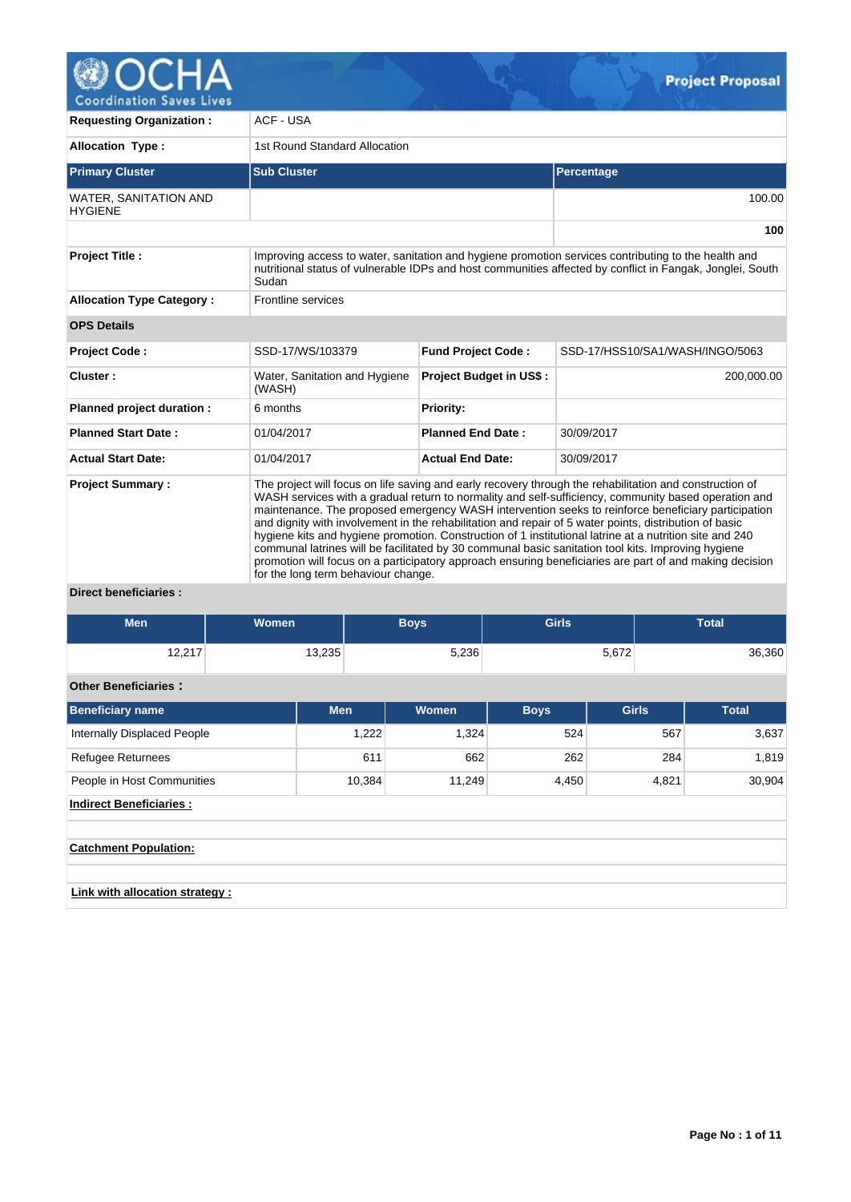# Project Proposal

| | |
|---|---|
| **Requesting Organization :** | ACF - USA |
| **Allocation Type :** | 1st Round Standard Allocation |

| Primary Cluster | Sub Cluster | Percentage |
|---|---|---|
| WATER, SANITATION AND HYGIENE | | 100.00 |
| | | **100** |

| | |
|---|---|
| **Project Title :** | Improving access to water, sanitation and hygiene promotion services contributing to the health and nutritional status of vulnerable IDPs and host communities affected by conflict in Fangak, Jonglei, South Sudan |
| **Allocation Type Category :** | Frontline services |

**OPS Details**

| | | | |
|---|---|---|---|
| **Project Code :** | SSD-17/WS/103379 | **Fund Project Code :** | SSD-17/HSS10/SA1/WASH/INGO/5063 |
| **Cluster :** | Water, Sanitation and Hygiene (WASH) | **Project Budget in US$ :** | 200,000.00 |
| **Planned project duration :** | 6 months | **Priority:** | |
| **Planned Start Date :** | 01/04/2017 | **Planned End Date :** | 30/09/2017 |
| **Actual Start Date:** | 01/04/2017 | **Actual End Date:** | 30/09/2017 |

**Project Summary :**

The project will focus on life saving and early recovery through the rehabilitation and construction of WASH services with a gradual return to normality and self-sufficiency, community based operation and maintenance. The proposed emergency WASH intervention seeks to reinforce beneficiary participation and dignity with involvement in the rehabilitation and repair of 5 water points, distribution of basic hygiene kits and hygiene promotion. Construction of 1 institutional latrine at a nutrition site and 240 communal latrines will be facilitated by 30 communal basic sanitation tool kits. Improving hygiene promotion will focus on a participatory approach ensuring beneficiaries are part of and making decision for the long term behaviour change.

**Direct beneficiaries :**

| Men | Women | Boys | Girls | Total |
|---|---|---|---|---|
| 12,217 | 13,235 | 5,236 | 5,672 | 36,360 |

**Other Beneficiaries :**

| Beneficiary name | Men | Women | Boys | Girls | Total |
|---|---|---|---|---|---|
| Internally Displaced People | 1,222 | 1,324 | 524 | 567 | 3,637 |
| Refugee Returnees | 611 | 662 | 262 | 284 | 1,819 |
| People in Host Communities | 10,384 | 11,249 | 4,450 | 4,821 | 30,904 |

**Indirect Beneficiaries :**

**Catchment Population:**

**Link with allocation strategy :**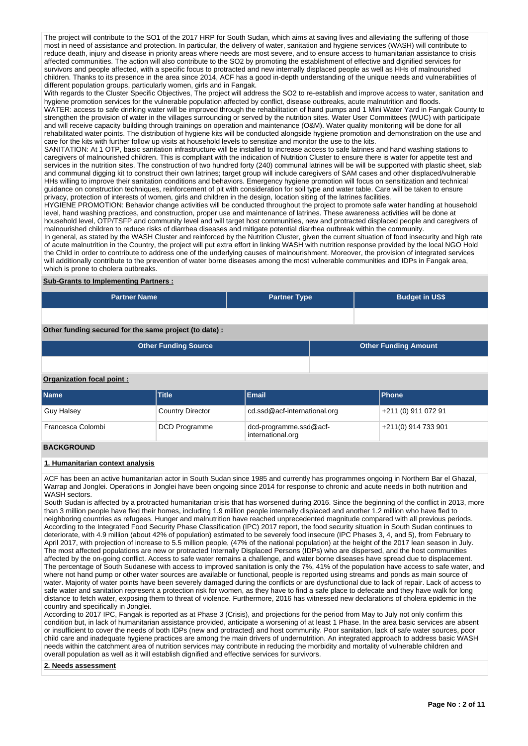The project will contribute to the SO1 of the 2017 HRP for South Sudan, which aims at saving lives and alleviating the suffering of those most in need of assistance and protection. In particular, the delivery of water, sanitation and hygiene services (WASH) will contribute to reduce death, injury and disease in priority areas where needs are most severe, and to ensure access to humanitarian assistance to crisis affected communities. The action will also contribute to the SO2 by promoting the establishment of effective and dignified services for survivors and people affected, with a specific focus to protracted and new internally displaced people as well as HHs of malnourished children. Thanks to its presence in the area since 2014, ACF has a good in-depth understanding of the unique needs and vulnerabilities of different population groups, particularly women, girls and in Fangak.

With regards to the Cluster Specific Objectives, The project will address the SO2 to re-establish and improve access to water, sanitation and hygiene promotion services for the vulnerable population affected by conflict, disease outbreaks, acute malnutrition and floods.

WATER: access to safe drinking water will be improved through the rehabilitation of hand pumps and 1 Mini Water Yard in Fangak County to strengthen the provision of water in the villages surrounding or served by the nutrition sites. Water User Committees (WUC) with participate and will receive capacity building through trainings on operation and maintenance (O&M). Water quality monitoring will be done for all rehabilitated water points. The distribution of hygiene kits will be conducted alongside hygiene promotion and demonstration on the use and care for the kits with further follow up visits at household levels to sensitize and monitor the use to the kits.

SANITATION: At 1 OTP, basic sanitation infrastructure will be installed to increase access to safe latrines and hand washing stations to caregivers of malnourished children. This is compliant with the indication of Nutrition Cluster to ensure there is water for appetite test and services in the nutrition sites. The construction of two hundred forty (240) communal latrines will be will be supported with plastic sheet, slab and communal digging kit to construct their own latrines; target group will include caregivers of SAM cases and other displaced/vulnerable HHs willing to improve their sanitation conditions and behaviors. Emergency hygiene promotion will focus on sensitization and technical guidance on construction techniques, reinforcement of pit with consideration for soil type and water table. Care will be taken to ensure privacy, protection of interests of women, girls and children in the design, location siting of the latrines facilities.

HYGIENE PROMOTION: Behavior change activities will be conducted throughout the project to promote safe water handling at household level, hand washing practices, and construction, proper use and maintenance of latrines. These awareness activities will be done at household level, OTP/TSFP and community level and will target host communities, new and protracted displaced people and caregivers of malnourished children to reduce risks of diarrhea diseases and mitigate potential diarrhea outbreak within the community.

In general, as stated by the WASH Cluster and reinforced by the Nutrition Cluster, given the current situation of food insecurity and high rate of acute malnutrition in the Country, the project will put extra effort in linking WASH with nutrition response provided by the local NGO Hold the Child in order to contribute to address one of the underlying causes of malnourishment. Moreover, the provision of integrated services will additionally contribute to the prevention of water borne diseases among the most vulnerable communities and IDPs in Fangak area, which is prone to cholera outbreaks.

**Sub-Grants to Implementing Partners :**

| Partner Name | Partner Type | Budget in US$ |
|---|---|---|
| | | |

**Other funding secured for the same project (to date) :**

| Other Funding Source | Other Funding Amount |
|---|---|
| | |

**Organization focal point :**

| Name | Title | Email | Phone |
|---|---|---|---|
| Guy Halsey | Country Director | cd.ssd@acf-international.org | +211 (0) 911 072 91 |
| Francesca Colombi | DCD Programme | dcd-programme.ssd@acf-international.org | +211(0) 914 733 901 |

## BACKGROUND

### 1. Humanitarian context analysis

ACF has been an active humanitarian actor in South Sudan since 1985 and currently has programmes ongoing in Northern Bar el Ghazal, Warrap and Jonglei. Operations in Jonglei have been ongoing since 2014 for response to chronic and acute needs in both nutrition and WASH sectors.

South Sudan is affected by a protracted humanitarian crisis that has worsened during 2016. Since the beginning of the conflict in 2013, more than 3 million people have fled their homes, including 1.9 million people internally displaced and another 1.2 million who have fled to neighboring countries as refugees. Hunger and malnutrition have reached unprecedented magnitude compared with all previous periods. According to the Integrated Food Security Phase Classification (IPC) 2017 report, the food security situation in South Sudan continues to deteriorate, with 4.9 million (about 42% of population) estimated to be severely food insecure (IPC Phases 3, 4, and 5), from February to April 2017, with projection of increase to 5.5 million people, (47% of the national population) at the height of the 2017 lean season in July. The most affected populations are new or protracted Internally Displaced Persons (IDPs) who are dispersed, and the host communities affected by the on-going conflict. Access to safe water remains a challenge, and water borne diseases have spread due to displacement. The percentage of South Sudanese with access to improved sanitation is only the 7%, 41% of the population have access to safe water, and where not hand pump or other water sources are available or functional, people is reported using streams and ponds as main source of water. Majority of water points have been severely damaged during the conflicts or are dysfunctional due to lack of repair. Lack of access to safe water and sanitation represent a protection risk for women, as they have to find a safe place to defecate and they have walk for long distance to fetch water, exposing them to threat of violence. Furthermore, 2016 has witnessed new declarations of cholera epidemic in the country and specifically in Jonglei.

According to 2017 IPC, Fangak is reported as at Phase 3 (Crisis), and projections for the period from May to July not only confirm this condition but, in lack of humanitarian assistance provided, anticipate a worsening of at least 1 Phase. In the area basic services are absent or insufficient to cover the needs of both IDPs (new and protracted) and host community. Poor sanitation, lack of safe water sources, poor child care and inadequate hygiene practices are among the main drivers of undernutrition. An integrated approach to address basic WASH needs within the catchment area of nutrition services may contribute in reducing the morbidity and mortality of vulnerable children and overall population as well as it will establish dignified and effective services for survivors.

### 2. Needs assessment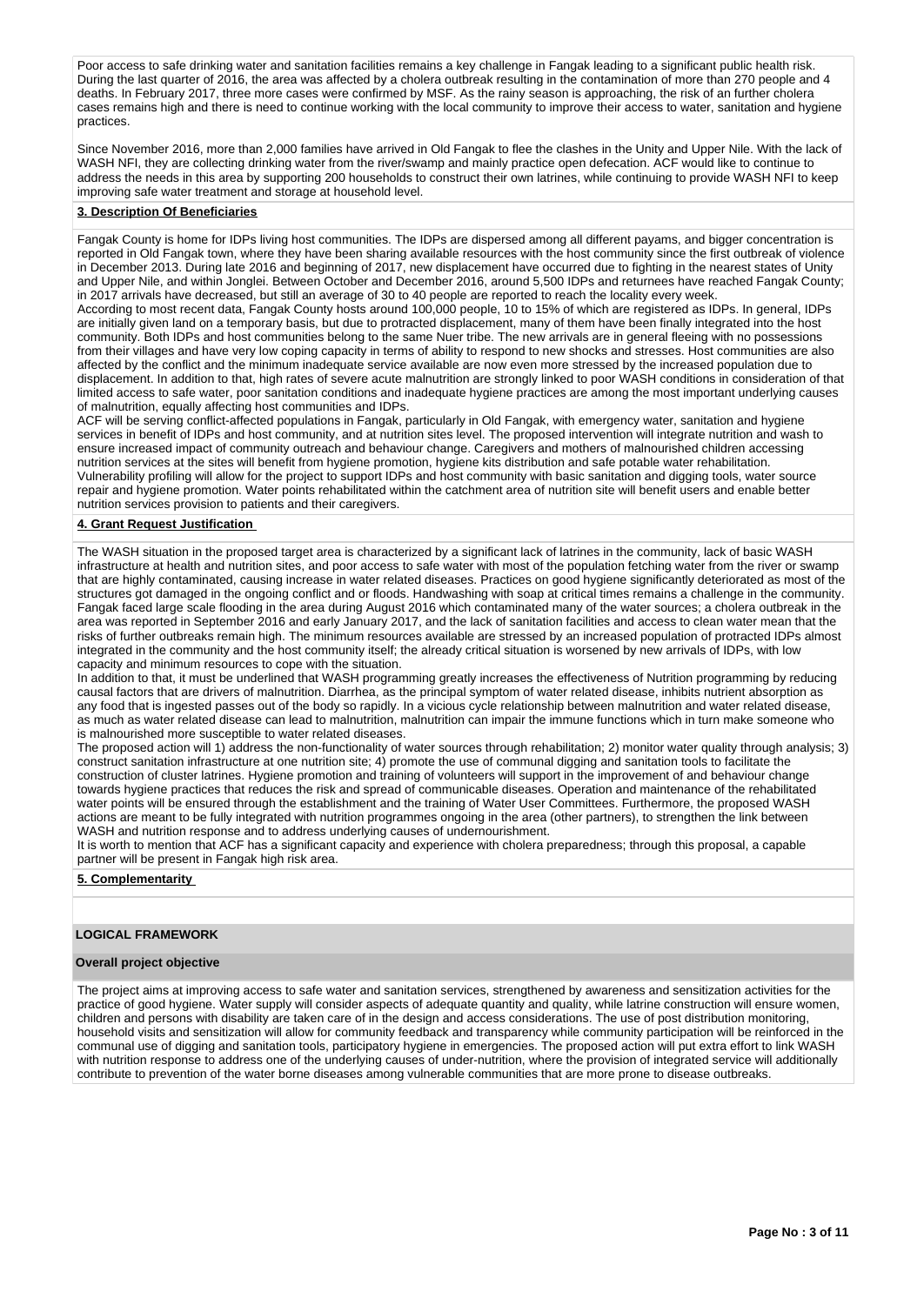Poor access to safe drinking water and sanitation facilities remains a key challenge in Fangak leading to a significant public health risk. During the last quarter of 2016, the area was affected by a cholera outbreak resulting in the contamination of more than 270 people and 4 deaths. In February 2017, three more cases were confirmed by MSF. As the rainy season is approaching, the risk of an further cholera cases remains high and there is need to continue working with the local community to improve their access to water, sanitation and hygiene practices.

Since November 2016, more than 2,000 families have arrived in Old Fangak to flee the clashes in the Unity and Upper Nile. With the lack of WASH NFI, they are collecting drinking water from the river/swamp and mainly practice open defecation. ACF would like to continue to address the needs in this area by supporting 200 households to construct their own latrines, while continuing to provide WASH NFI to keep improving safe water treatment and storage at household level.

**3. Description Of Beneficiaries**

Fangak County is home for IDPs living host communities. The IDPs are dispersed among all different payams, and bigger concentration is reported in Old Fangak town, where they have been sharing available resources with the host community since the first outbreak of violence in December 2013. During late 2016 and beginning of 2017, new displacement have occurred due to fighting in the nearest states of Unity and Upper Nile, and within Jonglei. Between October and December 2016, around 5,500 IDPs and returnees have reached Fangak County; in 2017 arrivals have decreased, but still an average of 30 to 40 people are reported to reach the locality every week.
According to most recent data, Fangak County hosts around 100,000 people, 10 to 15% of which are registered as IDPs. In general, IDPs are initially given land on a temporary basis, but due to protracted displacement, many of them have been finally integrated into the host community. Both IDPs and host communities belong to the same Nuer tribe. The new arrivals are in general fleeing with no possessions from their villages and have very low coping capacity in terms of ability to respond to new shocks and stresses. Host communities are also affected by the conflict and the minimum inadequate service available are now even more stressed by the increased population due to displacement. In addition to that, high rates of severe acute malnutrition are strongly linked to poor WASH conditions in consideration of that limited access to safe water, poor sanitation conditions and inadequate hygiene practices are among the most important underlying causes of malnutrition, equally affecting host communities and IDPs.
ACF will be serving conflict-affected populations in Fangak, particularly in Old Fangak, with emergency water, sanitation and hygiene services in benefit of IDPs and host community, and at nutrition sites level. The proposed intervention will integrate nutrition and wash to ensure increased impact of community outreach and behaviour change. Caregivers and mothers of malnourished children accessing nutrition services at the sites will benefit from hygiene promotion, hygiene kits distribution and safe potable water rehabilitation. Vulnerability profiling will allow for the project to support IDPs and host community with basic sanitation and digging tools, water source repair and hygiene promotion. Water points rehabilitated within the catchment area of nutrition site will benefit users and enable better nutrition services provision to patients and their caregivers.

**4. Grant Request Justification**

The WASH situation in the proposed target area is characterized by a significant lack of latrines in the community, lack of basic WASH infrastructure at health and nutrition sites, and poor access to safe water with most of the population fetching water from the river or swamp that are highly contaminated, causing increase in water related diseases. Practices on good hygiene significantly deteriorated as most of the structures got damaged in the ongoing conflict and or floods. Handwashing with soap at critical times remains a challenge in the community. Fangak faced large scale flooding in the area during August 2016 which contaminated many of the water sources; a cholera outbreak in the area was reported in September 2016 and early January 2017, and the lack of sanitation facilities and access to clean water mean that the risks of further outbreaks remain high. The minimum resources available are stressed by an increased population of protracted IDPs almost integrated in the community and the host community itself; the already critical situation is worsened by new arrivals of IDPs, with low capacity and minimum resources to cope with the situation.
In addition to that, it must be underlined that WASH programming greatly increases the effectiveness of Nutrition programming by reducing causal factors that are drivers of malnutrition. Diarrhea, as the principal symptom of water related disease, inhibits nutrient absorption as any food that is ingested passes out of the body so rapidly. In a vicious cycle relationship between malnutrition and water related disease, as much as water related disease can lead to malnutrition, malnutrition can impair the immune functions which in turn make someone who is malnourished more susceptible to water related diseases.
The proposed action will 1) address the non-functionality of water sources through rehabilitation; 2) monitor water quality through analysis; 3) construct sanitation infrastructure at one nutrition site; 4) promote the use of communal digging and sanitation tools to facilitate the construction of cluster latrines. Hygiene promotion and training of volunteers will support in the improvement of and behaviour change towards hygiene practices that reduces the risk and spread of communicable diseases. Operation and maintenance of the rehabilitated water points will be ensured through the establishment and the training of Water User Committees. Furthermore, the proposed WASH actions are meant to be fully integrated with nutrition programmes ongoing in the area (other partners), to strengthen the link between WASH and nutrition response and to address underlying causes of undernourishment.
It is worth to mention that ACF has a significant capacity and experience with cholera preparedness; through this proposal, a capable partner will be present in Fangak high risk area.

**5. Complementarity**

**LOGICAL FRAMEWORK**

**Overall project objective**

The project aims at improving access to safe water and sanitation services, strengthened by awareness and sensitization activities for the practice of good hygiene. Water supply will consider aspects of adequate quantity and quality, while latrine construction will ensure women, children and persons with disability are taken care of in the design and access considerations. The use of post distribution monitoring, household visits and sensitization will allow for community feedback and transparency while community participation will be reinforced in the communal use of digging and sanitation tools, participatory hygiene in emergencies. The proposed action will put extra effort to link WASH with nutrition response to address one of the underlying causes of under-nutrition, where the provision of integrated service will additionally contribute to prevention of the water borne diseases among vulnerable communities that are more prone to disease outbreaks.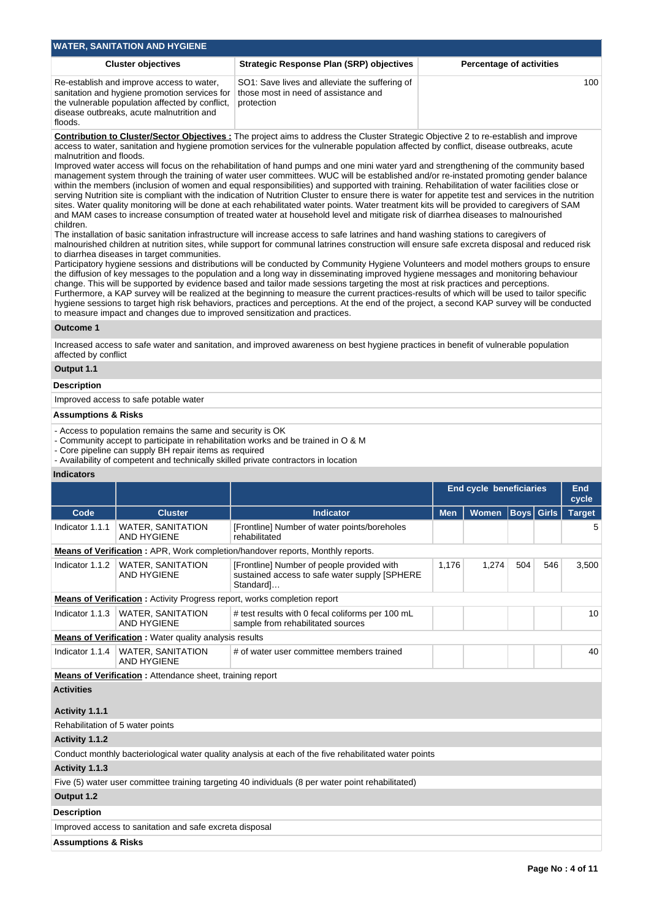## WATER, SANITATION AND HYGIENE

| Cluster objectives | Strategic Response Plan (SRP) objectives | Percentage of activities |
|---|---|---|
| Re-establish and improve access to water, sanitation and hygiene promotion services for the vulnerable population affected by conflict, disease outbreaks, acute malnutrition and floods. | SO1: Save lives and alleviate the suffering of those most in need of assistance and protection | 100 |

**Contribution to Cluster/Sector Objectives :** The project aims to address the Cluster Strategic Objective 2 to re-establish and improve access to water, sanitation and hygiene promotion services for the vulnerable population affected by conflict, disease outbreaks, acute malnutrition and floods.
Improved water access will focus on the rehabilitation of hand pumps and one mini water yard and strengthening of the community based management system through the training of water user committees. WUC will be established and/or re-instated promoting gender balance within the members (inclusion of women and equal responsibilities) and supported with training. Rehabilitation of water facilities close or serving Nutrition site is compliant with the indication of Nutrition Cluster to ensure there is water for appetite test and services in the nutrition sites. Water quality monitoring will be done at each rehabilitated water points. Water treatment kits will be provided to caregivers of SAM and MAM cases to increase consumption of treated water at household level and mitigate risk of diarrhea diseases to malnourished children.
The installation of basic sanitation infrastructure will increase access to safe latrines and hand washing stations to caregivers of malnourished children at nutrition sites, while support for communal latrines construction will ensure safe excreta disposal and reduced risk to diarrhea diseases in target communities.
Participatory hygiene sessions and distributions will be conducted by Community Hygiene Volunteers and model mothers groups to ensure the diffusion of key messages to the population and a long way in disseminating improved hygiene messages and monitoring behaviour change. This will be supported by evidence based and tailor made sessions targeting the most at risk practices and perceptions. Furthermore, a KAP survey will be realized at the beginning to measure the current practices-results of which will be used to tailor specific hygiene sessions to target high risk behaviors, practices and perceptions. At the end of the project, a second KAP survey will be conducted to measure impact and changes due to improved sensitization and practices.

### Outcome 1

Increased access to safe water and sanitation, and improved awareness on best hygiene practices in benefit of vulnerable population affected by conflict

### Output 1.1

**Description**

Improved access to safe potable water

**Assumptions & Risks**

- Access to population remains the same and security is OK
- Community accept to participate in rehabilitation works and be trained in O & M
- Core pipeline can supply BH repair items as required
- Availability of competent and technically skilled private contractors in location

**Indicators**

| | | | End cycle beneficiaries | | | | End cycle |
|---|---|---|---|---|---|---|---|
| **Code** | **Cluster** | **Indicator** | **Men** | **Women** | **Boys** | **Girls** | **Target** |
| Indicator 1.1.1 | WATER, SANITATION AND HYGIENE | [Frontline] Number of water points/boreholes rehabilitated | | | | | 5 |
| **Means of Verification :** APR, Work completion/handover reports, Monthly reports. | | | | | | | |
| Indicator 1.1.2 | WATER, SANITATION AND HYGIENE | [Frontline] Number of people provided with sustained access to safe water supply [SPHERE Standard]… | 1,176 | 1,274 | 504 | 546 | 3,500 |
| **Means of Verification :** Activity Progress report, works completion report | | | | | | | |
| Indicator 1.1.3 | WATER, SANITATION AND HYGIENE | # test results with 0 fecal coliforms per 100 mL sample from rehabilitated sources | | | | | 10 |
| **Means of Verification :** Water quality analysis results | | | | | | | |
| Indicator 1.1.4 | WATER, SANITATION AND HYGIENE | # of water user committee members trained | | | | | 40 |
| **Means of Verification :** Attendance sheet, training report | | | | | | | |

**Activities**

**Activity 1.1.1**

Rehabilitation of 5 water points

**Activity 1.1.2**

Conduct monthly bacteriological water quality analysis at each of the five rehabilitated water points

**Activity 1.1.3**

Five (5) water user committee training targeting 40 individuals (8 per water point rehabilitated)

### Output 1.2

**Description**

Improved access to sanitation and safe excreta disposal

**Assumptions & Risks**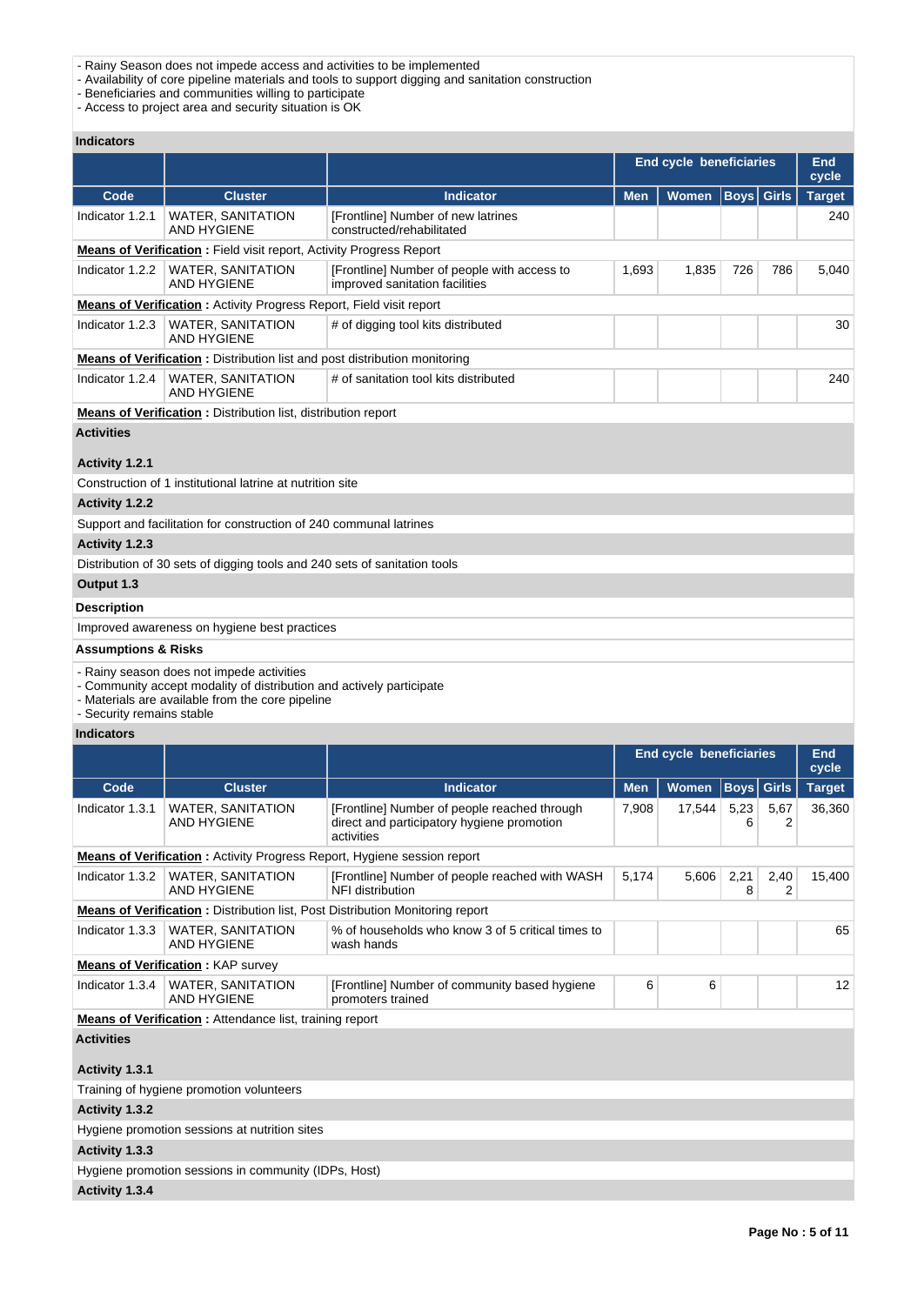- Rainy Season does not impede access and activities to be implemented
- Availability of core pipeline materials and tools to support digging and sanitation construction
- Beneficiaries and communities willing to participate
- Access to project area and security situation is OK

**Indicators**

| | | | End cycle beneficiaries | | | | End cycle |
|---|---|---|---|---|---|---|---|
| **Code** | **Cluster** | **Indicator** | **Men** | **Women** | **Boys** | **Girls** | **Target** |
| Indicator 1.2.1 | WATER, SANITATION AND HYGIENE | [Frontline] Number of new latrines constructed/rehabilitated | | | | | 240 |
| **Means of Verification :** Field visit report, Activity Progress Report | | | | | | | |
| Indicator 1.2.2 | WATER, SANITATION AND HYGIENE | [Frontline] Number of people with access to improved sanitation facilities | 1,693 | 1,835 | 726 | 786 | 5,040 |
| **Means of Verification :** Activity Progress Report, Field visit report | | | | | | | |
| Indicator 1.2.3 | WATER, SANITATION AND HYGIENE | # of digging tool kits distributed | | | | | 30 |
| **Means of Verification :** Distribution list and post distribution monitoring | | | | | | | |
| Indicator 1.2.4 | WATER, SANITATION AND HYGIENE | # of sanitation tool kits distributed | | | | | 240 |
| **Means of Verification :** Distribution list, distribution report | | | | | | | |

**Activities**

**Activity 1.2.1**

Construction of 1 institutional latrine at nutrition site

**Activity 1.2.2**

Support and facilitation for construction of 240 communal latrines

**Activity 1.2.3**

Distribution of 30 sets of digging tools and 240 sets of sanitation tools

**Output 1.3**

**Description**

Improved awareness on hygiene best practices

**Assumptions & Risks**

- Rainy season does not impede activities
- Community accept modality of distribution and actively participate
- Materials are available from the core pipeline
- Security remains stable

**Indicators**

| | | | End cycle beneficiaries | | | | End cycle |
|---|---|---|---|---|---|---|---|
| **Code** | **Cluster** | **Indicator** | **Men** | **Women** | **Boys** | **Girls** | **Target** |
| Indicator 1.3.1 | WATER, SANITATION AND HYGIENE | [Frontline] Number of people reached through direct and participatory hygiene promotion activities | 7,908 | 17,544 | 5,236 | 5,672 | 36,360 |
| **Means of Verification :** Activity Progress Report, Hygiene session report | | | | | | | |
| Indicator 1.3.2 | WATER, SANITATION AND HYGIENE | [Frontline] Number of people reached with WASH NFI distribution | 5,174 | 5,606 | 2,218 | 2,402 | 15,400 |
| **Means of Verification :** Distribution list, Post Distribution Monitoring report | | | | | | | |
| Indicator 1.3.3 | WATER, SANITATION AND HYGIENE | % of households who know 3 of 5 critical times to wash hands | | | | | 65 |
| **Means of Verification :** KAP survey | | | | | | | |
| Indicator 1.3.4 | WATER, SANITATION AND HYGIENE | [Frontline] Number of community based hygiene promoters trained | 6 | 6 | | | 12 |
| **Means of Verification :** Attendance list, training report | | | | | | | |

**Activities**

**Activity 1.3.1**

Training of hygiene promotion volunteers

**Activity 1.3.2**

Hygiene promotion sessions at nutrition sites

**Activity 1.3.3**

Hygiene promotion sessions in community (IDPs, Host)

**Activity 1.3.4**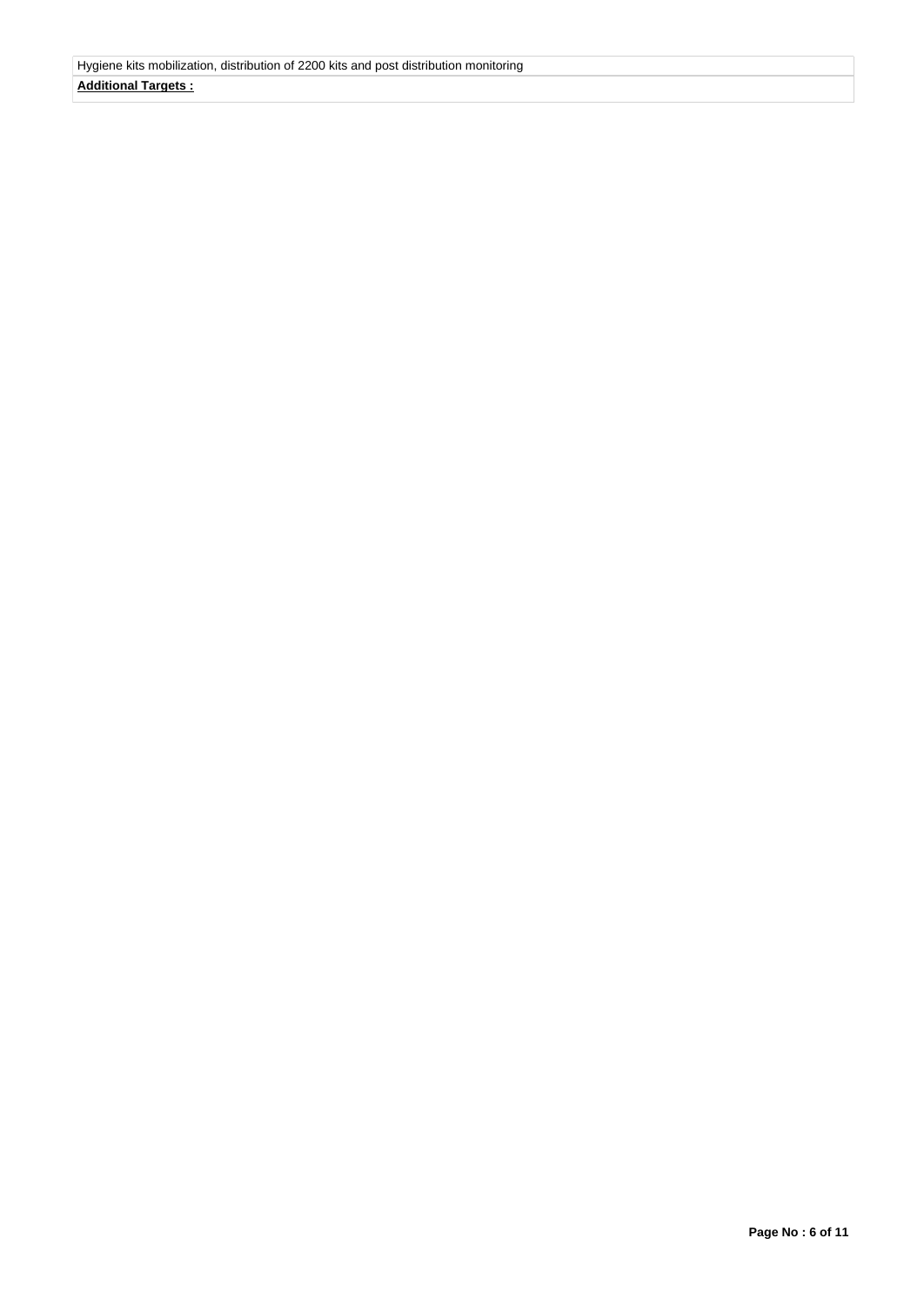Hygiene kits mobilization, distribution of 2200 kits and post distribution monitoring

**Additional Targets :**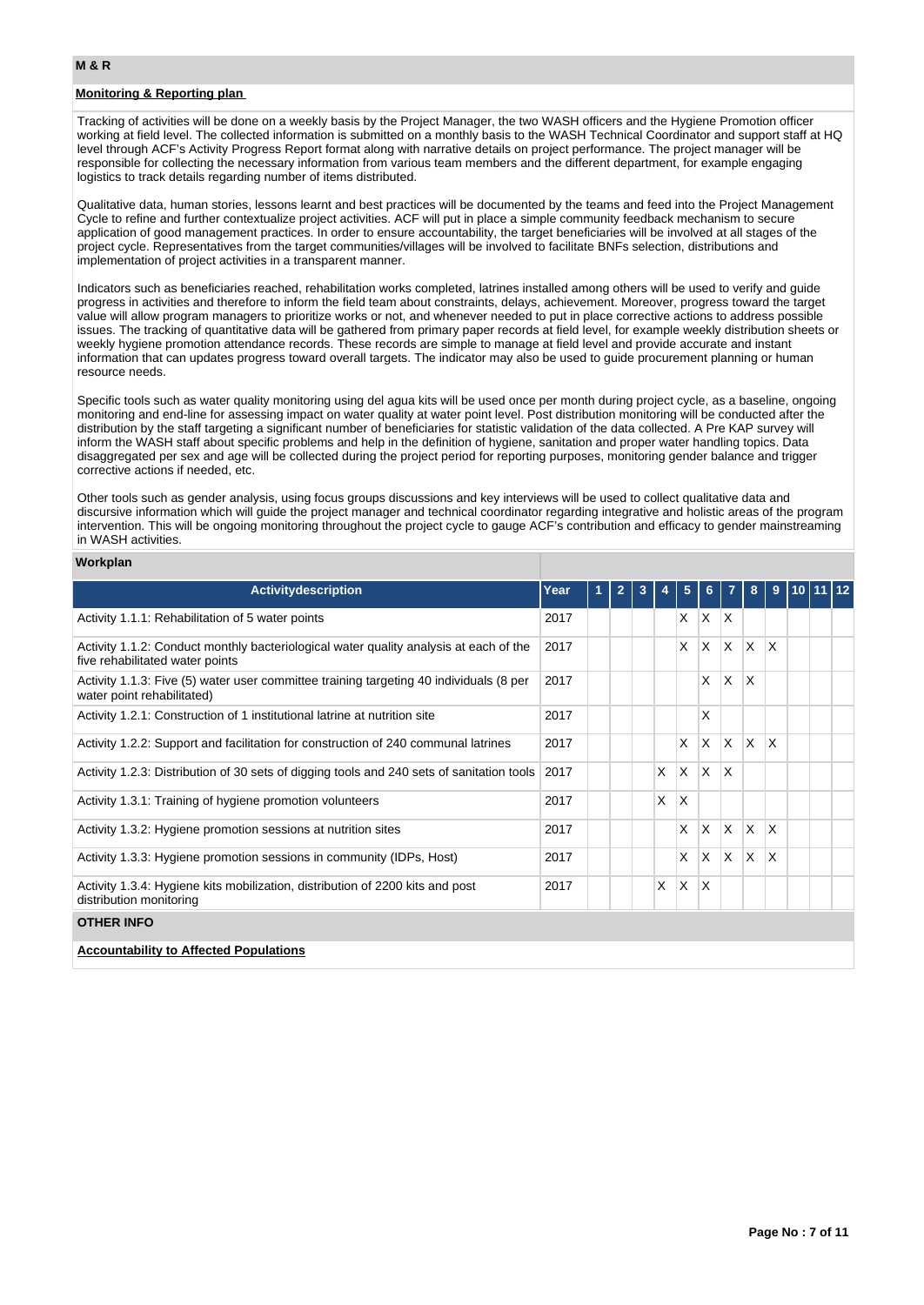## M & R

**Monitoring & Reporting plan**

Tracking of activities will be done on a weekly basis by the Project Manager, the two WASH officers and the Hygiene Promotion officer working at field level. The collected information is submitted on a monthly basis to the WASH Technical Coordinator and support staff at HQ level through ACF's Activity Progress Report format along with narrative details on project performance. The project manager will be responsible for collecting the necessary information from various team members and the different department, for example engaging logistics to track details regarding number of items distributed.

Qualitative data, human stories, lessons learnt and best practices will be documented by the teams and feed into the Project Management Cycle to refine and further contextualize project activities. ACF will put in place a simple community feedback mechanism to secure application of good management practices. In order to ensure accountability, the target beneficiaries will be involved at all stages of the project cycle. Representatives from the target communities/villages will be involved to facilitate BNFs selection, distributions and implementation of project activities in a transparent manner.

Indicators such as beneficiaries reached, rehabilitation works completed, latrines installed among others will be used to verify and guide progress in activities and therefore to inform the field team about constraints, delays, achievement. Moreover, progress toward the target value will allow program managers to prioritize works or not, and whenever needed to put in place corrective actions to address possible issues. The tracking of quantitative data will be gathered from primary paper records at field level, for example weekly distribution sheets or weekly hygiene promotion attendance records. These records are simple to manage at field level and provide accurate and instant information that can updates progress toward overall targets. The indicator may also be used to guide procurement planning or human resource needs.

Specific tools such as water quality monitoring using del agua kits will be used once per month during project cycle, as a baseline, ongoing monitoring and end-line for assessing impact on water quality at water point level. Post distribution monitoring will be conducted after the distribution by the staff targeting a significant number of beneficiaries for statistic validation of the data collected. A Pre KAP survey will inform the WASH staff about specific problems and help in the definition of hygiene, sanitation and proper water handling topics. Data disaggregated per sex and age will be collected during the project period for reporting purposes, monitoring gender balance and trigger corrective actions if needed, etc.

Other tools such as gender analysis, using focus groups discussions and key interviews will be used to collect qualitative data and discursive information which will guide the project manager and technical coordinator regarding integrative and holistic areas of the program intervention. This will be ongoing monitoring throughout the project cycle to gauge ACF's contribution and efficacy to gender mainstreaming in WASH activities.

**Workplan**

| Activitydescription | Year | 1 | 2 | 3 | 4 | 5 | 6 | 7 | 8 | 9 | 10 | 11 | 12 |
|---|---|---|---|---|---|---|---|---|---|---|---|---|---|
| Activity 1.1.1: Rehabilitation of 5 water points | 2017 | | | | | X | X | X | | | | | |
| Activity 1.1.2: Conduct monthly bacteriological water quality analysis at each of the five rehabilitated water points | 2017 | | | | | X | X | X | X | X | | | |
| Activity 1.1.3: Five (5) water user committee training targeting 40 individuals (8 per water point rehabilitated) | 2017 | | | | | | X | X | X | | | | |
| Activity 1.2.1: Construction of 1 institutional latrine at nutrition site | 2017 | | | | | | X | | | | | | |
| Activity 1.2.2: Support and facilitation for construction of 240 communal latrines | 2017 | | | | | X | X | X | X | X | | | |
| Activity 1.2.3: Distribution of 30 sets of digging tools and 240 sets of sanitation tools | 2017 | | | | X | X | X | X | | | | | |
| Activity 1.3.1: Training of hygiene promotion volunteers | 2017 | | | | X | X | | | | | | | |
| Activity 1.3.2: Hygiene promotion sessions at nutrition sites | 2017 | | | | | X | X | X | X | X | | | |
| Activity 1.3.3: Hygiene promotion sessions in community (IDPs, Host) | 2017 | | | | | X | X | X | X | X | | | |
| Activity 1.3.4: Hygiene kits mobilization, distribution of 2200 kits and post distribution monitoring | 2017 | | | | X | X | X | | | | | | |

## OTHER INFO

**Accountability to Affected Populations**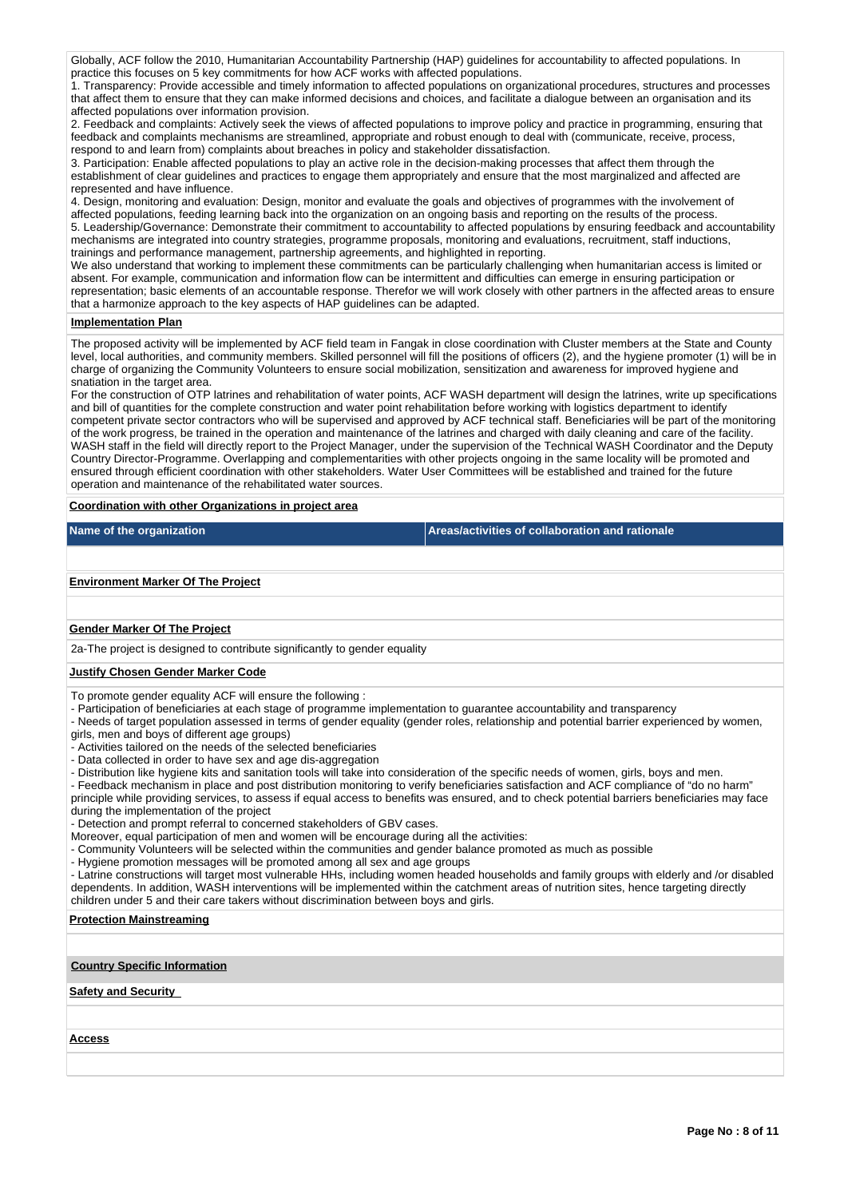Globally, ACF follow the 2010, Humanitarian Accountability Partnership (HAP) guidelines for accountability to affected populations. In practice this focuses on 5 key commitments for how ACF works with affected populations.

1. Transparency: Provide accessible and timely information to affected populations on organizational procedures, structures and processes that affect them to ensure that they can make informed decisions and choices, and facilitate a dialogue between an organisation and its affected populations over information provision.
2. Feedback and complaints: Actively seek the views of affected populations to improve policy and practice in programming, ensuring that feedback and complaints mechanisms are streamlined, appropriate and robust enough to deal with (communicate, receive, process, respond to and learn from) complaints about breaches in policy and stakeholder dissatisfaction.
3. Participation: Enable affected populations to play an active role in the decision-making processes that affect them through the establishment of clear guidelines and practices to engage them appropriately and ensure that the most marginalized and affected are represented and have influence.
4. Design, monitoring and evaluation: Design, monitor and evaluate the goals and objectives of programmes with the involvement of affected populations, feeding learning back into the organization on an ongoing basis and reporting on the results of the process.
5. Leadership/Governance: Demonstrate their commitment to accountability to affected populations by ensuring feedback and accountability mechanisms are integrated into country strategies, programme proposals, monitoring and evaluations, recruitment, staff inductions, trainings and performance management, partnership agreements, and highlighted in reporting.

We also understand that working to implement these commitments can be particularly challenging when humanitarian access is limited or absent. For example, communication and information flow can be intermittent and difficulties can emerge in ensuring participation or representation; basic elements of an accountable response. Therefor we will work closely with other partners in the affected areas to ensure that a harmonize approach to the key aspects of HAP guidelines can be adapted.

**Implementation Plan**

The proposed activity will be implemented by ACF field team in Fangak in close coordination with Cluster members at the State and County level, local authorities, and community members. Skilled personnel will fill the positions of officers (2), and the hygiene promoter (1) will be in charge of organizing the Community Volunteers to ensure social mobilization, sensitization and awareness for improved hygiene and snatiation in the target area.

For the construction of OTP latrines and rehabilitation of water points, ACF WASH department will design the latrines, write up specifications and bill of quantities for the complete construction and water point rehabilitation before working with logistics department to identify competent private sector contractors who will be supervised and approved by ACF technical staff. Beneficiaries will be part of the monitoring of the work progress, be trained in the operation and maintenance of the latrines and charged with daily cleaning and care of the facility. WASH staff in the field will directly report to the Project Manager, under the supervision of the Technical WASH Coordinator and the Deputy Country Director-Programme. Overlapping and complementarities with other projects ongoing in the same locality will be promoted and ensured through efficient coordination with other stakeholders. Water User Committees will be established and trained for the future operation and maintenance of the rehabilitated water sources.

**Coordination with other Organizations in project area**

| Name of the organization | Areas/activities of collaboration and rationale |
|---|---|
| | |

**Environment Marker Of The Project**

**Gender Marker Of The Project**

2a-The project is designed to contribute significantly to gender equality

**Justify Chosen Gender Marker Code**

To promote gender equality ACF will ensure the following :

- Participation of beneficiaries at each stage of programme implementation to guarantee accountability and transparency
- Needs of target population assessed in terms of gender equality (gender roles, relationship and potential barrier experienced by women, girls, men and boys of different age groups)
- Activities tailored on the needs of the selected beneficiaries
- Data collected in order to have sex and age dis-aggregation
- Distribution like hygiene kits and sanitation tools will take into consideration of the specific needs of women, girls, boys and men.
- Feedback mechanism in place and post distribution monitoring to verify beneficiaries satisfaction and ACF compliance of "do no harm" principle while providing services, to assess if equal access to benefits was ensured, and to check potential barriers beneficiaries may face during the implementation of the project
- Detection and prompt referral to concerned stakeholders of GBV cases.

Moreover, equal participation of men and women will be encourage during all the activities:

- Community Volunteers will be selected within the communities and gender balance promoted as much as possible
- Hygiene promotion messages will be promoted among all sex and age groups
- Latrine constructions will target most vulnerable HHs, including women headed households and family groups with elderly and /or disabled dependents. In addition, WASH interventions will be implemented within the catchment areas of nutrition sites, hence targeting directly children under 5 and their care takers without discrimination between boys and girls.

**Protection Mainstreaming**

**Country Specific Information**

**Safety and Security**

**Access**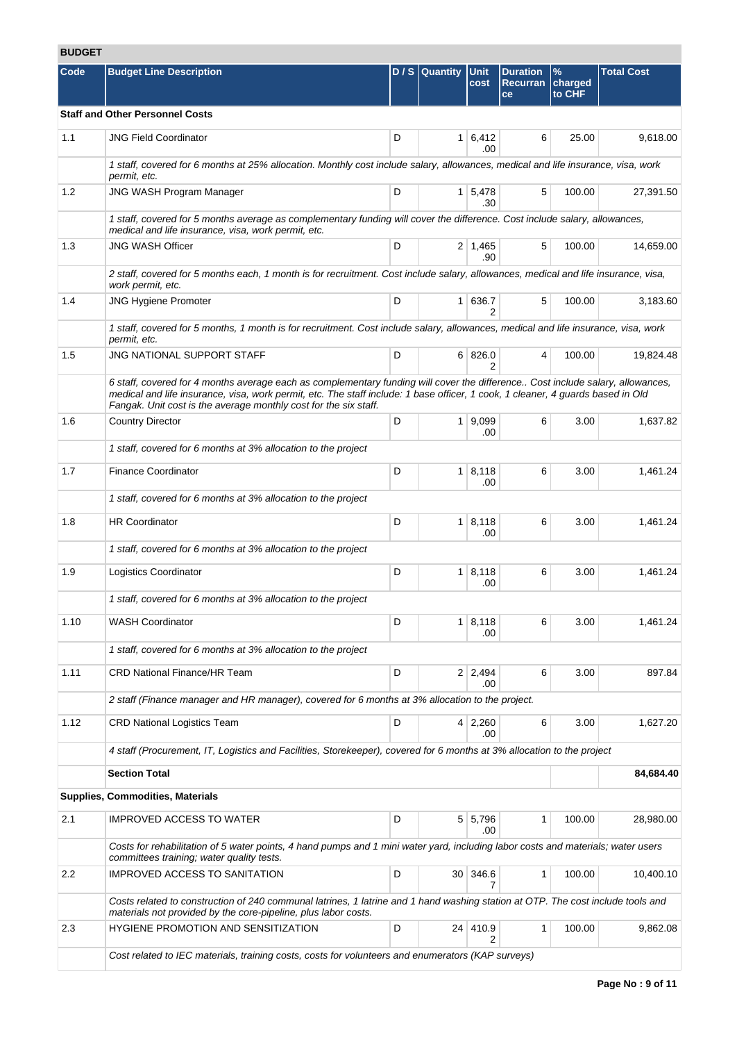## BUDGET

| Code | Budget Line Description | D / S | Quantity | Unit cost | Duration Recurrance | % charged to CHF | Total Cost |
|---|---|---|---|---|---|---|---|
| **Staff and Other Personnel Costs** | | | | | | | |
| 1.1 | JNG Field Coordinator | D | 1 | 6,412.00 | 6 | 25.00 | 9,618.00 |
| | *1 staff, covered for 6 months at 25% allocation. Monthly cost include salary, allowances, medical and life insurance, visa, work permit, etc.* | | | | | | |
| 1.2 | JNG WASH Program Manager | D | 1 | 5,478.30 | 5 | 100.00 | 27,391.50 |
| | *1 staff, covered for 5 months average as complementary funding will cover the difference. Cost include salary, allowances, medical and life insurance, visa, work permit, etc.* | | | | | | |
| 1.3 | JNG WASH Officer | D | 2 | 1,465.90 | 5 | 100.00 | 14,659.00 |
| | *2 staff, covered for 5 months each, 1 month is for recruitment. Cost include salary, allowances, medical and life insurance, visa, work permit, etc.* | | | | | | |
| 1.4 | JNG Hygiene Promoter | D | 1 | 636.72 | 5 | 100.00 | 3,183.60 |
| | *1 staff, covered for 5 months, 1 month is for recruitment. Cost include salary, allowances, medical and life insurance, visa, work permit, etc.* | | | | | | |
| 1.5 | JNG NATIONAL SUPPORT STAFF | D | 6 | 826.02 | 4 | 100.00 | 19,824.48 |
| | *6 staff, covered for 4 months average each as complementary funding will cover the difference.. Cost include salary, allowances, medical and life insurance, visa, work permit, etc. The staff include: 1 base officer, 1 cook, 1 cleaner, 4 guards based in Old Fangak. Unit cost is the average monthly cost for the six staff.* | | | | | | |
| 1.6 | Country Director | D | 1 | 9,099.00 | 6 | 3.00 | 1,637.82 |
| | *1 staff, covered for 6 months at 3% allocation to the project* | | | | | | |
| 1.7 | Finance Coordinator | D | 1 | 8,118.00 | 6 | 3.00 | 1,461.24 |
| | *1 staff, covered for 6 months at 3% allocation to the project* | | | | | | |
| 1.8 | HR Coordinator | D | 1 | 8,118.00 | 6 | 3.00 | 1,461.24 |
| | *1 staff, covered for 6 months at 3% allocation to the project* | | | | | | |
| 1.9 | Logistics Coordinator | D | 1 | 8,118.00 | 6 | 3.00 | 1,461.24 |
| | *1 staff, covered for 6 months at 3% allocation to the project* | | | | | | |
| 1.10 | WASH Coordinator | D | 1 | 8,118.00 | 6 | 3.00 | 1,461.24 |
| | *1 staff, covered for 6 months at 3% allocation to the project* | | | | | | |
| 1.11 | CRD National Finance/HR Team | D | 2 | 2,494.00 | 6 | 3.00 | 897.84 |
| | *2 staff (Finance manager and HR manager), covered for 6 months at 3% allocation to the project.* | | | | | | |
| 1.12 | CRD National Logistics Team | D | 4 | 2,260.00 | 6 | 3.00 | 1,627.20 |
| | *4 staff (Procurement, IT, Logistics and Facilities, Storekeeper), covered for 6 months at 3% allocation to the project* | | | | | | |
| | **Section Total** | | | | | | **84,684.40** |
| **Supplies, Commodities, Materials** | | | | | | | |
| 2.1 | IMPROVED ACCESS TO WATER | D | 5 | 5,796.00 | 1 | 100.00 | 28,980.00 |
| | *Costs for rehabilitation of 5 water points, 4 hand pumps and 1 mini water yard, including labor costs and materials; water users committees training; water quality tests.* | | | | | | |
| 2.2 | IMPROVED ACCESS TO SANITATION | D | 30 | 346.67 | 1 | 100.00 | 10,400.10 |
| | *Costs related to construction of 240 communal latrines, 1 latrine and 1 hand washing station at OTP. The cost include tools and materials not provided by the core-pipeline, plus labor costs.* | | | | | | |
| 2.3 | HYGIENE PROMOTION AND SENSITIZATION | D | 24 | 410.92 | 1 | 100.00 | 9,862.08 |
| | *Cost related to IEC materials, training costs, costs for volunteers and enumerators (KAP surveys)* | | | | | | |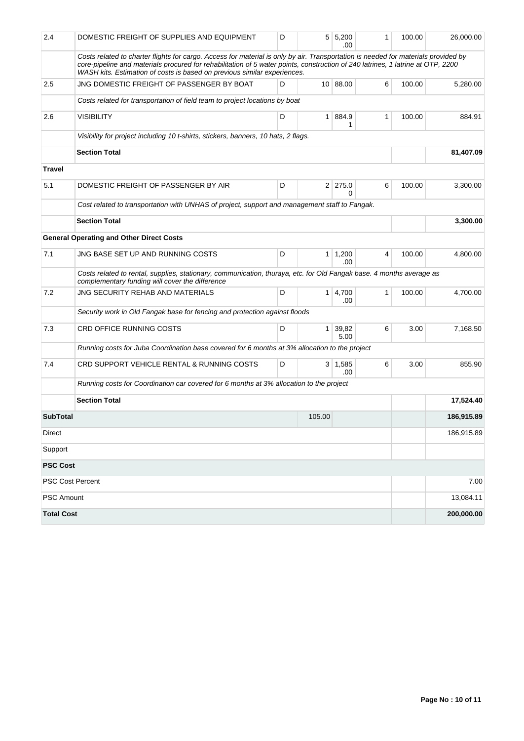| | | | | | | | |
|---|---|---|---|---|---|---|---|
| 2.4 | DOMESTIC FREIGHT OF SUPPLIES AND EQUIPMENT | D | 5 | 5,200.00 | 1 | 100.00 | 26,000.00 |
| | *Costs related to charter flights for cargo. Access for material is only by air. Transportation is needed for materials provided by core-pipeline and materials procured for rehabilitation of 5 water points, construction of 240 latrines, 1 latrine at OTP, 2200 WASH kits. Estimation of costs is based on previous similar experiences.* | | | | | | |
| 2.5 | JNG DOMESTIC FREIGHT OF PASSENGER BY BOAT | D | 10 | 88.00 | 6 | 100.00 | 5,280.00 |
| | *Costs related for transportation of field team to project locations by boat* | | | | | | |
| 2.6 | VISIBILITY | D | 1 | 884.91 | 1 | 100.00 | 884.91 |
| | *Visibility for project including 10 t-shirts, stickers, banners, 10 hats, 2 flags.* | | | | | | |
| | **Section Total** | | | | | | **81,407.09** |
| **Travel** | | | | | | | |
| 5.1 | DOMESTIC FREIGHT OF PASSENGER BY AIR | D | 2 | 275.00 | 6 | 100.00 | 3,300.00 |
| | *Cost related to transportation with UNHAS of project, support and management staff to Fangak.* | | | | | | |
| | **Section Total** | | | | | | **3,300.00** |
| | **General Operating and Other Direct Costs** | | | | | | |
| 7.1 | JNG BASE SET UP AND RUNNING COSTS | D | 1 | 1,200.00 | 4 | 100.00 | 4,800.00 |
| | *Costs related to rental, supplies, stationary, communication, thuraya, etc. for Old Fangak base. 4 months average as complementary funding will cover the difference* | | | | | | |
| 7.2 | JNG SECURITY REHAB AND MATERIALS | D | 1 | 4,700.00 | 1 | 100.00 | 4,700.00 |
| | *Security work in Old Fangak base for fencing and protection against floods* | | | | | | |
| 7.3 | CRD OFFICE RUNNING COSTS | D | 1 | 39,825.00 | 6 | 3.00 | 7,168.50 |
| | *Running costs for Juba Coordination base covered for 6 months at 3% allocation to the project* | | | | | | |
| 7.4 | CRD SUPPORT VEHICLE RENTAL & RUNNING COSTS | D | 3 | 1,585.00 | 6 | 3.00 | 855.90 |
| | *Running costs for Coordination car covered for 6 months at 3% allocation to the project* | | | | | | |
| | **Section Total** | | | | | | **17,524.40** |
| **SubTotal** | | | 105.00 | | | | **186,915.89** |
| Direct | | | | | | | 186,915.89 |
| Support | | | | | | | |
| **PSC Cost** | | | | | | | |
| PSC Cost Percent | | | | | | | 7.00 |
| PSC Amount | | | | | | | 13,084.11 |
| **Total Cost** | | | | | | | **200,000.00** |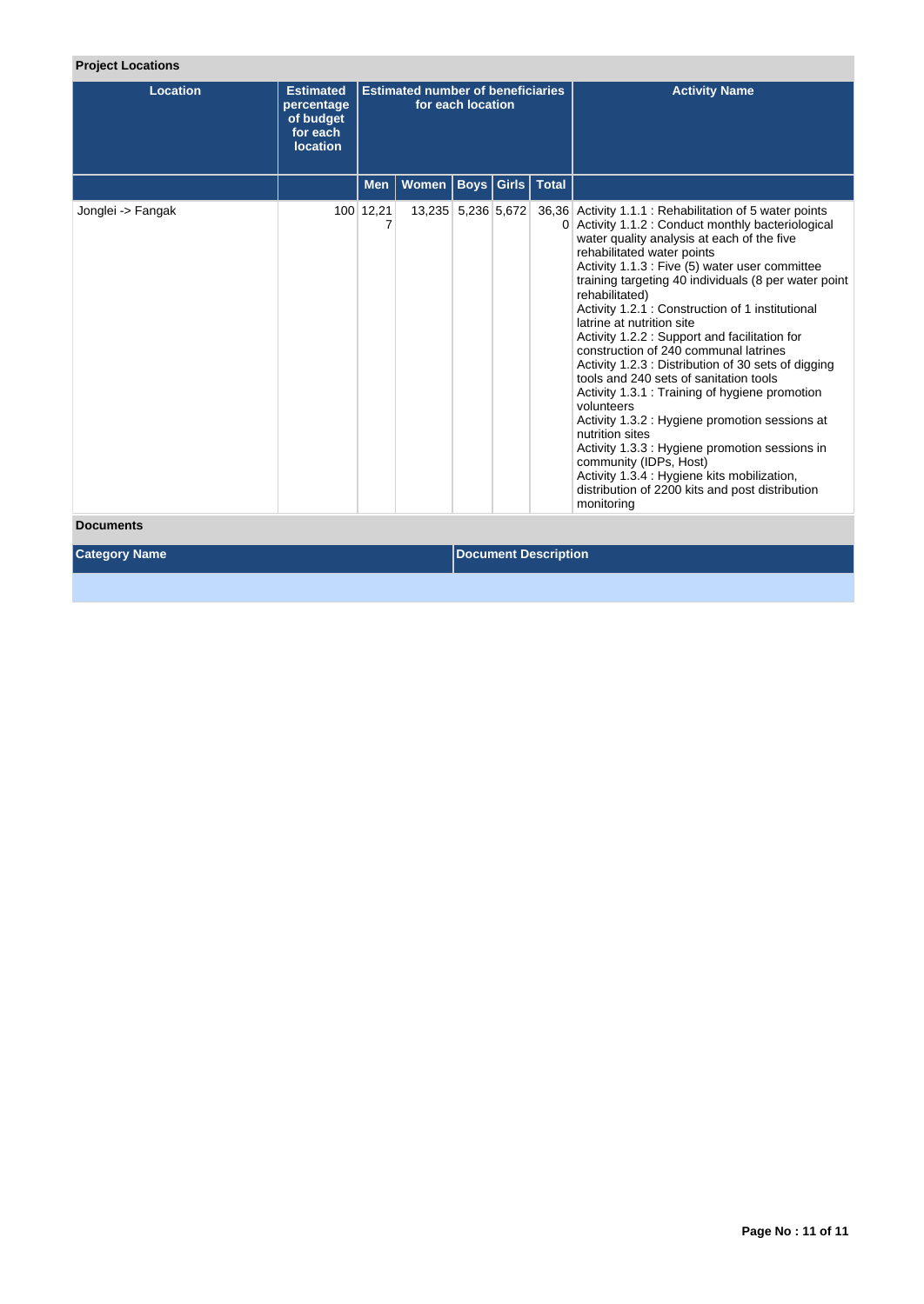### Project Locations

| Location | Estimated percentage of budget for each location | Estimated number of beneficiaries for each location | | | | | Activity Name |
|---|---|---|---|---|---|---|---|
| | | Men | Women | Boys | Girls | Total | |
| Jonglei -> Fangak | 100 | 12,217 | 13,235 | 5,236 | 5,672 | 36,360 | Activity 1.1.1 : Rehabilitation of 5 water points<br>Activity 1.1.2 : Conduct monthly bacteriological water quality analysis at each of the five rehabilitated water points<br>Activity 1.1.3 : Five (5) water user committee training targeting 40 individuals (8 per water point rehabilitated)<br>Activity 1.2.1 : Construction of 1 institutional latrine at nutrition site<br>Activity 1.2.2 : Support and facilitation for construction of 240 communal latrines<br>Activity 1.2.3 : Distribution of 30 sets of digging tools and 240 sets of sanitation tools<br>Activity 1.3.1 : Training of hygiene promotion volunteers<br>Activity 1.3.2 : Hygiene promotion sessions at nutrition sites<br>Activity 1.3.3 : Hygiene promotion sessions in community (IDPs, Host)<br>Activity 1.3.4 : Hygiene kits mobilization, distribution of 2200 kits and post distribution monitoring |

### Documents

| Category Name | Document Description |
|---|---|
| | |